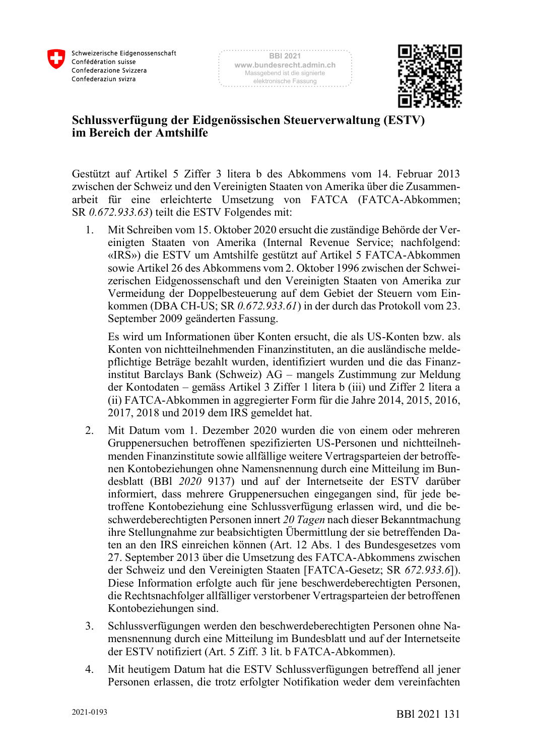# Schlussverfügung der Eidgenössischen Steuerverwaltung (ESTV) im Bereich der Amtshilfe

Gestützt auf Artikel 5 Ziffer 3 litera b des Abkommens vom 14. Februar 2013 zwischen der Schweiz und den Vereinigten Staaten von Amerika über die Zusammenarbeit für eine erleichterte Umsetzung von FATCA (FATCA-Abkommen; SR *0.672.933.63*) teilt die ESTV Folgendes mit:

1. Mit Schreiben vom 15. Oktober 2020 ersucht die zuständige Behörde der Vereinigten Staaten von Amerika (Internal Revenue Service; nachfolgend: «IRS») die ESTV um Amtshilfe gestützt auf Artikel 5 FATCA-Abkommen sowie Artikel 26 des Abkommens vom 2. Oktober 1996 zwischen der Schweizerischen Eidgenossenschaft und den Vereinigten Staaten von Amerika zur Vermeidung der Doppelbesteuerung auf dem Gebiet der Steuern vom Einkommen (DBA CH-US; SR *0.672.933.61*) in der durch das Protokoll vom 23. September 2009 geänderten Fassung.

   Es wird um Informationen über Konten ersucht, die als US-Konten bzw. als Konten von nichtteilnehmenden Finanzinstituten, an die ausländische meldepflichtige Beträge bezahlt wurden, identifiziert wurden und die das Finanzinstitut Barclays Bank (Schweiz) AG – mangels Zustimmung zur Meldung der Kontodaten – gemäss Artikel 3 Ziffer 1 litera b (iii) und Ziffer 2 litera a (ii) FATCA-Abkommen in aggregierter Form für die Jahre 2014, 2015, 2016, 2017, 2018 und 2019 dem IRS gemeldet hat.

2. Mit Datum vom 1. Dezember 2020 wurden die von einem oder mehreren Gruppenersuchen betroffenen spezifizierten US-Personen und nichtteilnehmenden Finanzinstitute sowie allfällige weitere Vertragsparteien der betroffenen Kontobeziehungen ohne Namensnennung durch eine Mitteilung im Bundesblatt (BBl *2020* 9137) und auf der Internetseite der ESTV darüber informiert, dass mehrere Gruppenersuchen eingegangen sind, für jede betroffene Kontobeziehung eine Schlussverfügung erlassen wird, und die beschwerdeberechtigten Personen innert *20 Tagen* nach dieser Bekanntmachung ihre Stellungnahme zur beabsichtigten Übermittlung der sie betreffenden Daten an den IRS einreichen können (Art. 12 Abs. 1 des Bundesgesetzes vom 27. September 2013 über die Umsetzung des FATCA-Abkommens zwischen der Schweiz und den Vereinigten Staaten [FATCA-Gesetz; SR *672.933.6*]). Diese Information erfolgte auch für jene beschwerdeberechtigten Personen, die Rechtsnachfolger allfälliger verstorbener Vertragsparteien der betroffenen Kontobeziehungen sind.

3. Schlussverfügungen werden den beschwerdeberechtigten Personen ohne Namensnennung durch eine Mitteilung im Bundesblatt und auf der Internetseite der ESTV notifiziert (Art. 5 Ziff. 3 lit. b FATCA-Abkommen).

4. Mit heutigem Datum hat die ESTV Schlussverfügungen betreffend all jener Personen erlassen, die trotz erfolgter Notifikation weder dem vereinfachten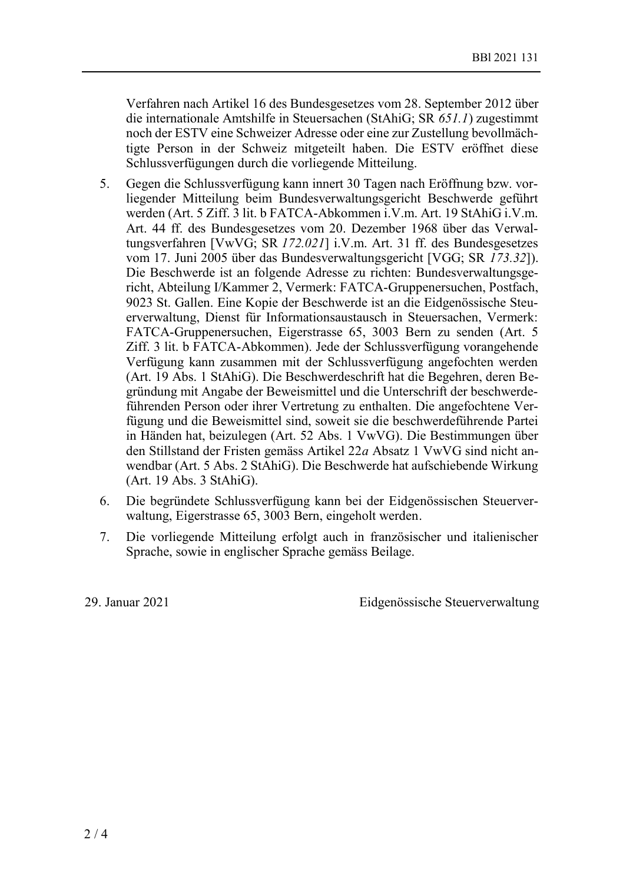Verfahren nach Artikel 16 des Bundesgesetzes vom 28. September 2012 über die internationale Amtshilfe in Steuersachen (StAhiG; SR *651.1*) zugestimmt noch der ESTV eine Schweizer Adresse oder eine zur Zustellung bevollmächtigte Person in der Schweiz mitgeteilt haben. Die ESTV eröffnet diese Schlussverfügungen durch die vorliegende Mitteilung.

5. Gegen die Schlussverfügung kann innert 30 Tagen nach Eröffnung bzw. vorliegender Mitteilung beim Bundesverwaltungsgericht Beschwerde geführt werden (Art. 5 Ziff. 3 lit. b FATCA-Abkommen i.V.m. Art. 19 StAhiG i.V.m. Art. 44 ff. des Bundesgesetzes vom 20. Dezember 1968 über das Verwaltungsverfahren [VwVG; SR *172.021*] i.V.m. Art. 31 ff. des Bundesgesetzes vom 17. Juni 2005 über das Bundesverwaltungsgericht [VGG; SR *173.32*]). Die Beschwerde ist an folgende Adresse zu richten: Bundesverwaltungsgericht, Abteilung I/Kammer 2, Vermerk: FATCA-Gruppenersuchen, Postfach, 9023 St. Gallen. Eine Kopie der Beschwerde ist an die Eidgenössische Steuerverwaltung, Dienst für Informationsaustausch in Steuersachen, Vermerk: FATCA-Gruppenersuchen, Eigerstrasse 65, 3003 Bern zu senden (Art. 5 Ziff. 3 lit. b FATCA-Abkommen). Jede der Schlussverfügung vorangehende Verfügung kann zusammen mit der Schlussverfügung angefochten werden (Art. 19 Abs. 1 StAhiG). Die Beschwerdeschrift hat die Begehren, deren Begründung mit Angabe der Beweismittel und die Unterschrift der beschwerdeführenden Person oder ihrer Vertretung zu enthalten. Die angefochtene Verfügung und die Beweismittel sind, soweit sie die beschwerdeführende Partei in Händen hat, beizulegen (Art. 52 Abs. 1 VwVG). Die Bestimmungen über den Stillstand der Fristen gemäss Artikel 22*a* Absatz 1 VwVG sind nicht anwendbar (Art. 5 Abs. 2 StAhiG). Die Beschwerde hat aufschiebende Wirkung (Art. 19 Abs. 3 StAhiG).

6. Die begründete Schlussverfügung kann bei der Eidgenössischen Steuerverwaltung, Eigerstrasse 65, 3003 Bern, eingeholt werden.

7. Die vorliegende Mitteilung erfolgt auch in französischer und italienischer Sprache, sowie in englischer Sprache gemäss Beilage.

29. Januar 2021

Eidgenössische Steuerverwaltung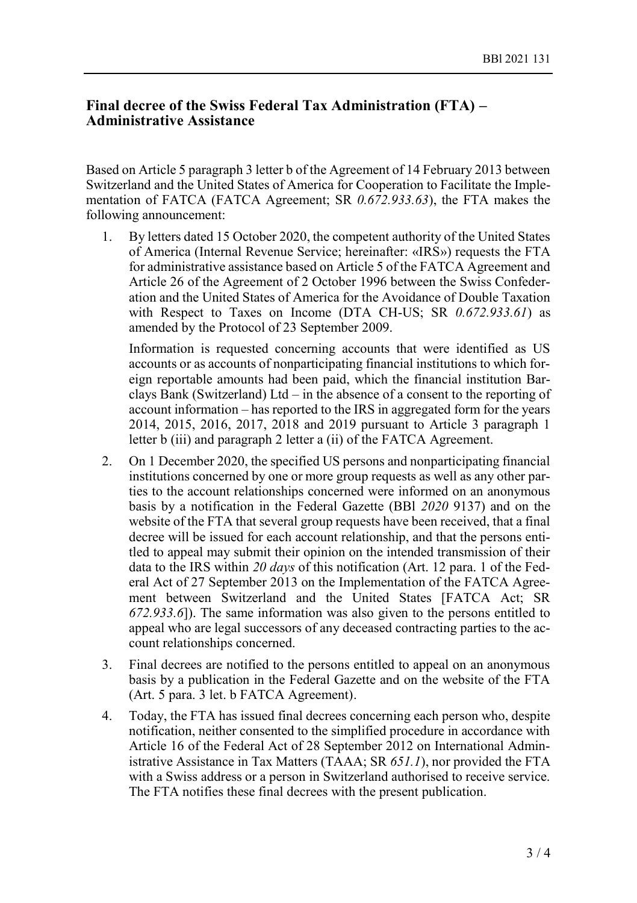## Final decree of the Swiss Federal Tax Administration (FTA) – Administrative Assistance

Based on Article 5 paragraph 3 letter b of the Agreement of 14 February 2013 between Switzerland and the United States of America for Cooperation to Facilitate the Implementation of FATCA (FATCA Agreement; SR *0.672.933.63*), the FTA makes the following announcement:

1. By letters dated 15 October 2020, the competent authority of the United States of America (Internal Revenue Service; hereinafter: «IRS») requests the FTA for administrative assistance based on Article 5 of the FATCA Agreement and Article 26 of the Agreement of 2 October 1996 between the Swiss Confederation and the United States of America for the Avoidance of Double Taxation with Respect to Taxes on Income (DTA CH-US; SR *0.672.933.61*) as amended by the Protocol of 23 September 2009.

   Information is requested concerning accounts that were identified as US accounts or as accounts of nonparticipating financial institutions to which foreign reportable amounts had been paid, which the financial institution Barclays Bank (Switzerland) Ltd – in the absence of a consent to the reporting of account information – has reported to the IRS in aggregated form for the years 2014, 2015, 2016, 2017, 2018 and 2019 pursuant to Article 3 paragraph 1 letter b (iii) and paragraph 2 letter a (ii) of the FATCA Agreement.

2. On 1 December 2020, the specified US persons and nonparticipating financial institutions concerned by one or more group requests as well as any other parties to the account relationships concerned were informed on an anonymous basis by a notification in the Federal Gazette (BBl *2020* 9137) and on the website of the FTA that several group requests have been received, that a final decree will be issued for each account relationship, and that the persons entitled to appeal may submit their opinion on the intended transmission of their data to the IRS within *20 days* of this notification (Art. 12 para. 1 of the Federal Act of 27 September 2013 on the Implementation of the FATCA Agreement between Switzerland and the United States [FATCA Act; SR *672.933.6*]). The same information was also given to the persons entitled to appeal who are legal successors of any deceased contracting parties to the account relationships concerned.

3. Final decrees are notified to the persons entitled to appeal on an anonymous basis by a publication in the Federal Gazette and on the website of the FTA (Art. 5 para. 3 let. b FATCA Agreement).

4. Today, the FTA has issued final decrees concerning each person who, despite notification, neither consented to the simplified procedure in accordance with Article 16 of the Federal Act of 28 September 2012 on International Administrative Assistance in Tax Matters (TAAA; SR *651.1*), nor provided the FTA with a Swiss address or a person in Switzerland authorised to receive service. The FTA notifies these final decrees with the present publication.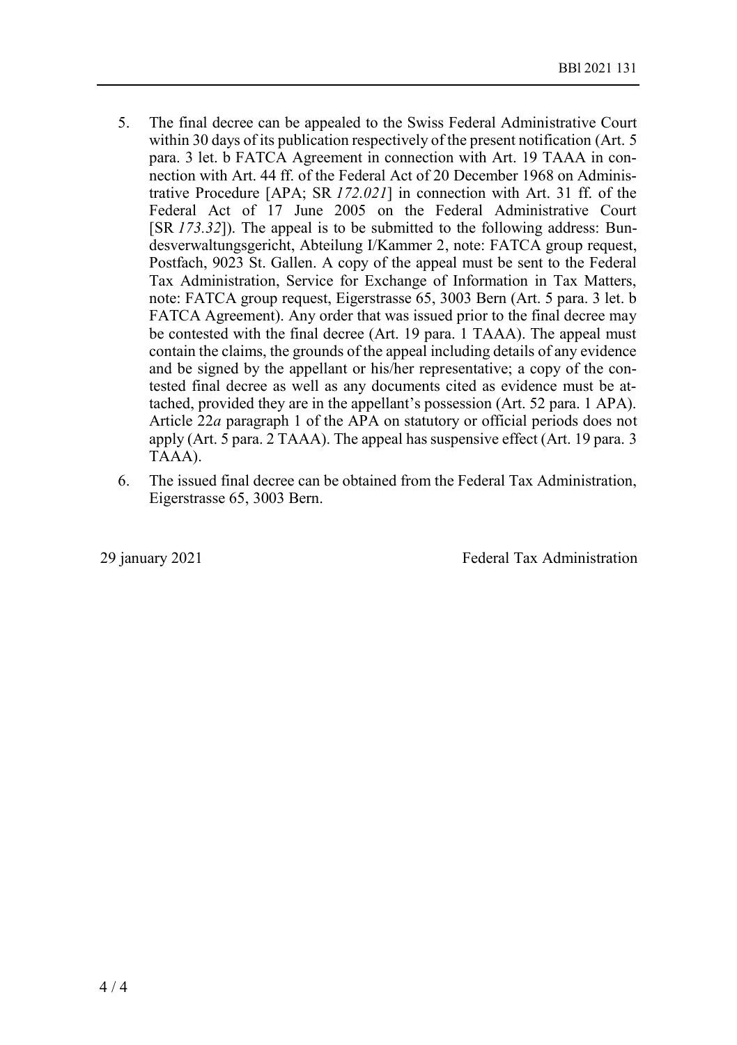5. The final decree can be appealed to the Swiss Federal Administrative Court within 30 days of its publication respectively of the present notification (Art. 5 para. 3 let. b FATCA Agreement in connection with Art. 19 TAAA in connection with Art. 44 ff. of the Federal Act of 20 December 1968 on Administrative Procedure [APA; SR *172.021*] in connection with Art. 31 ff. of the Federal Act of 17 June 2005 on the Federal Administrative Court [SR *173.32*]). The appeal is to be submitted to the following address: Bundesverwaltungsgericht, Abteilung I/Kammer 2, note: FATCA group request, Postfach, 9023 St. Gallen. A copy of the appeal must be sent to the Federal Tax Administration, Service for Exchange of Information in Tax Matters, note: FATCA group request, Eigerstrasse 65, 3003 Bern (Art. 5 para. 3 let. b FATCA Agreement). Any order that was issued prior to the final decree may be contested with the final decree (Art. 19 para. 1 TAAA). The appeal must contain the claims, the grounds of the appeal including details of any evidence and be signed by the appellant or his/her representative; a copy of the contested final decree as well as any documents cited as evidence must be attached, provided they are in the appellant's possession (Art. 52 para. 1 APA). Article 22*a* paragraph 1 of the APA on statutory or official periods does not apply (Art. 5 para. 2 TAAA). The appeal has suspensive effect (Art. 19 para. 3 TAAA).

6. The issued final decree can be obtained from the Federal Tax Administration, Eigerstrasse 65, 3003 Bern.

29 january 2021

Federal Tax Administration